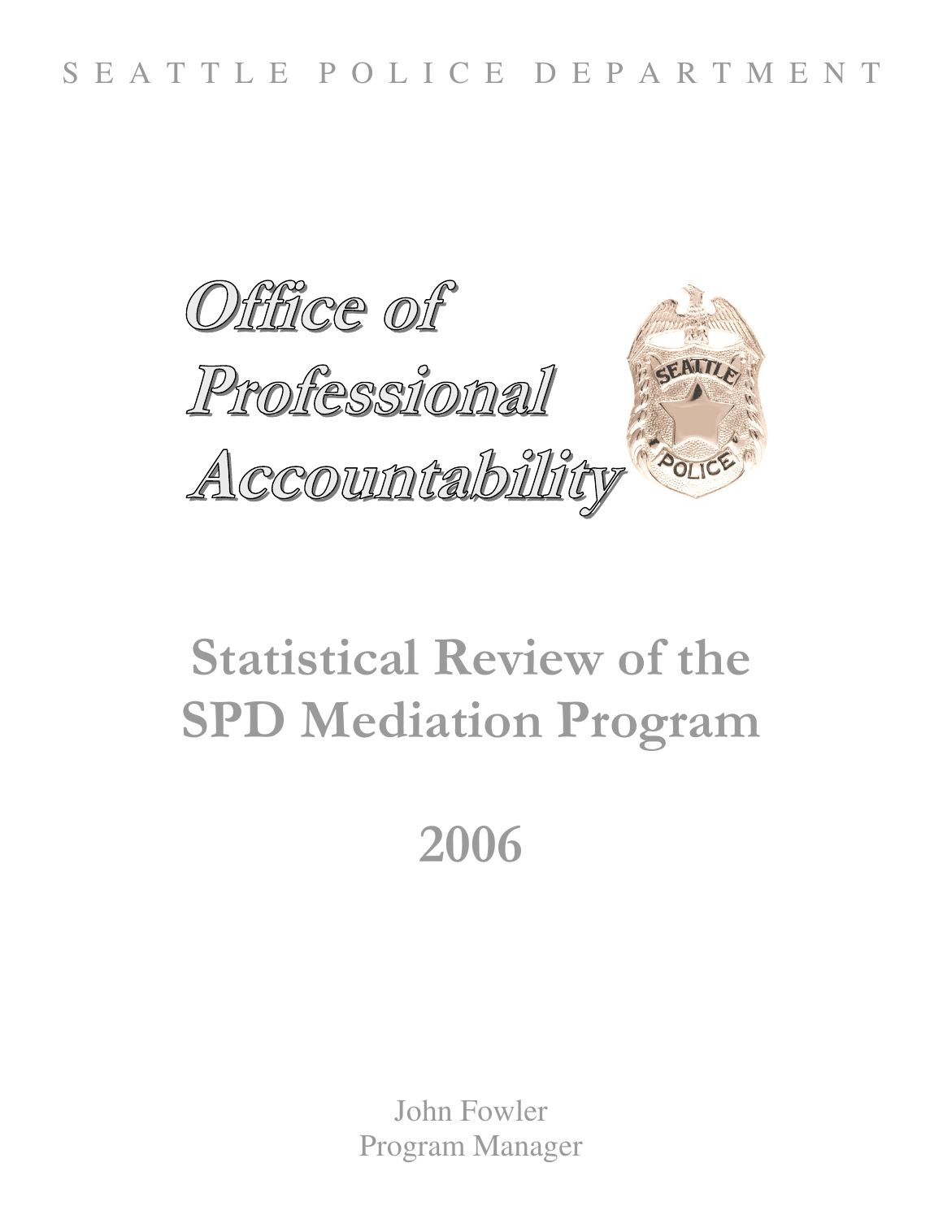SEATTLE POLICE DEPARTMENT

# Office of Professional Accountability

# Statistical Review of the SPD Mediation Program

# 2006

John Fowler
Program Manager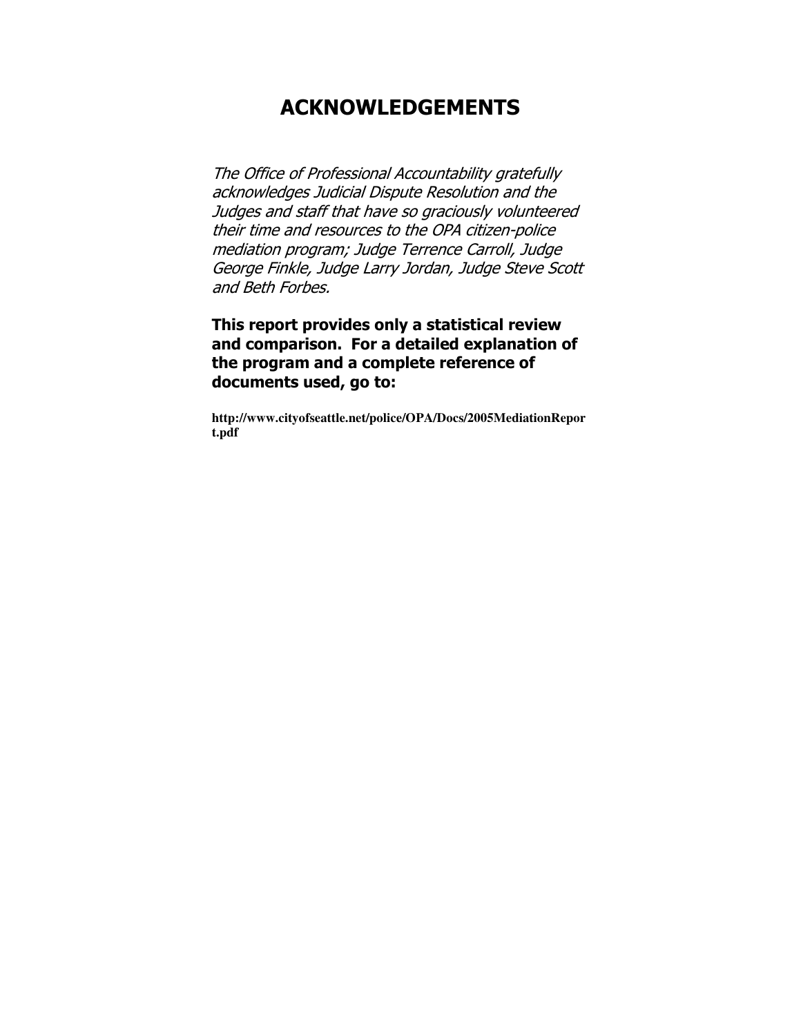# ACKNOWLEDGEMENTS

*The Office of Professional Accountability gratefully acknowledges Judicial Dispute Resolution and the Judges and staff that have so graciously volunteered their time and resources to the OPA citizen-police mediation program; Judge Terrence Carroll, Judge George Finkle, Judge Larry Jordan, Judge Steve Scott and Beth Forbes.*

**This report provides only a statistical review and comparison. For a detailed explanation of the program and a complete reference of documents used, go to:**

**http://www.cityofseattle.net/police/OPA/Docs/2005MediationReport.pdf**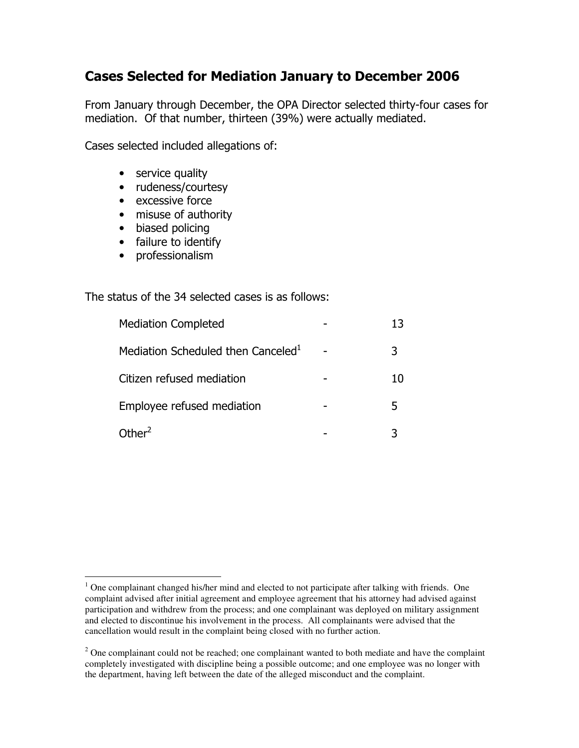## Cases Selected for Mediation January to December 2006

From January through December, the OPA Director selected thirty-four cases for mediation. Of that number, thirteen (39%) were actually mediated.

Cases selected included allegations of:

- service quality
- rudeness/courtesy
- excessive force
- misuse of authority
- biased policing
- failure to identify
- professionalism

The status of the 34 selected cases is as follows:

| Status | | Count |
|---|---|---|
| Mediation Completed | - | 13 |
| Mediation Scheduled then Canceled[1] | - | 3 |
| Citizen refused mediation | - | 10 |
| Employee refused mediation | - | 5 |
| Other[2] | - | 3 |

[1] One complainant changed his/her mind and elected to not participate after talking with friends. One complaint advised after initial agreement and employee agreement that his attorney had advised against participation and withdrew from the process; and one complainant was deployed on military assignment and elected to discontinue his involvement in the process. All complainants were advised that the cancellation would result in the complaint being closed with no further action.

[2] One complainant could not be reached; one complainant wanted to both mediate and have the complaint completely investigated with discipline being a possible outcome; and one employee was no longer with the department, having left between the date of the alleged misconduct and the complaint.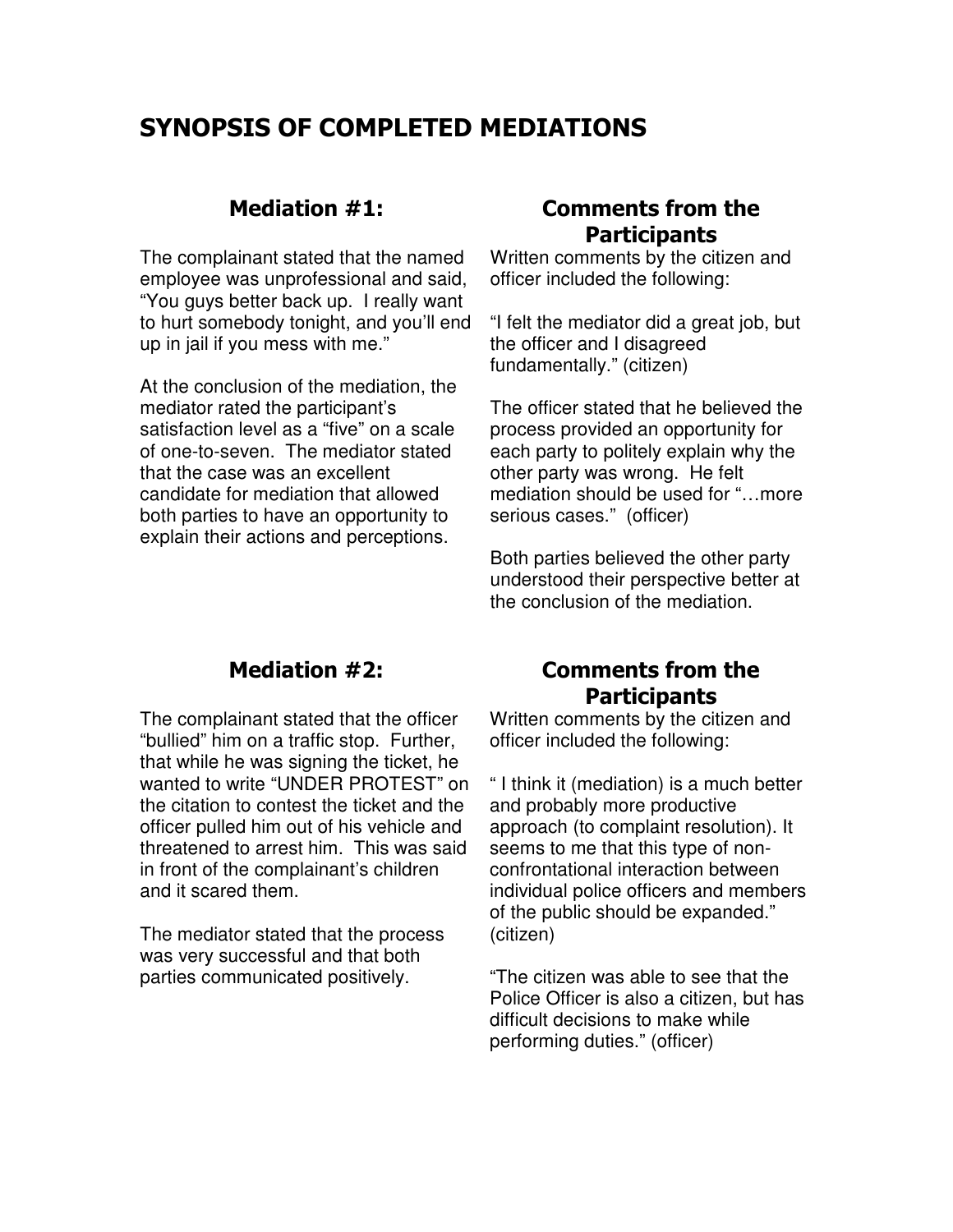# SYNOPSIS OF COMPLETED MEDIATIONS

## Mediation #1:

The complainant stated that the named employee was unprofessional and said, "You guys better back up. I really want to hurt somebody tonight, and you'll end up in jail if you mess with me."

At the conclusion of the mediation, the mediator rated the participant's satisfaction level as a "five" on a scale of one-to-seven. The mediator stated that the case was an excellent candidate for mediation that allowed both parties to have an opportunity to explain their actions and perceptions.

## Comments from the Participants

Written comments by the citizen and officer included the following:

"I felt the mediator did a great job, but the officer and I disagreed fundamentally." (citizen)

The officer stated that he believed the process provided an opportunity for each party to politely explain why the other party was wrong. He felt mediation should be used for "…more serious cases." (officer)

Both parties believed the other party understood their perspective better at the conclusion of the mediation.

## Mediation #2:

The complainant stated that the officer "bullied" him on a traffic stop. Further, that while he was signing the ticket, he wanted to write "UNDER PROTEST" on the citation to contest the ticket and the officer pulled him out of his vehicle and threatened to arrest him. This was said in front of the complainant's children and it scared them.

The mediator stated that the process was very successful and that both parties communicated positively.

## Comments from the Participants

Written comments by the citizen and officer included the following:

" I think it (mediation) is a much better and probably more productive approach (to complaint resolution). It seems to me that this type of non-confrontational interaction between individual police officers and members of the public should be expanded." (citizen)

"The citizen was able to see that the Police Officer is also a citizen, but has difficult decisions to make while performing duties." (officer)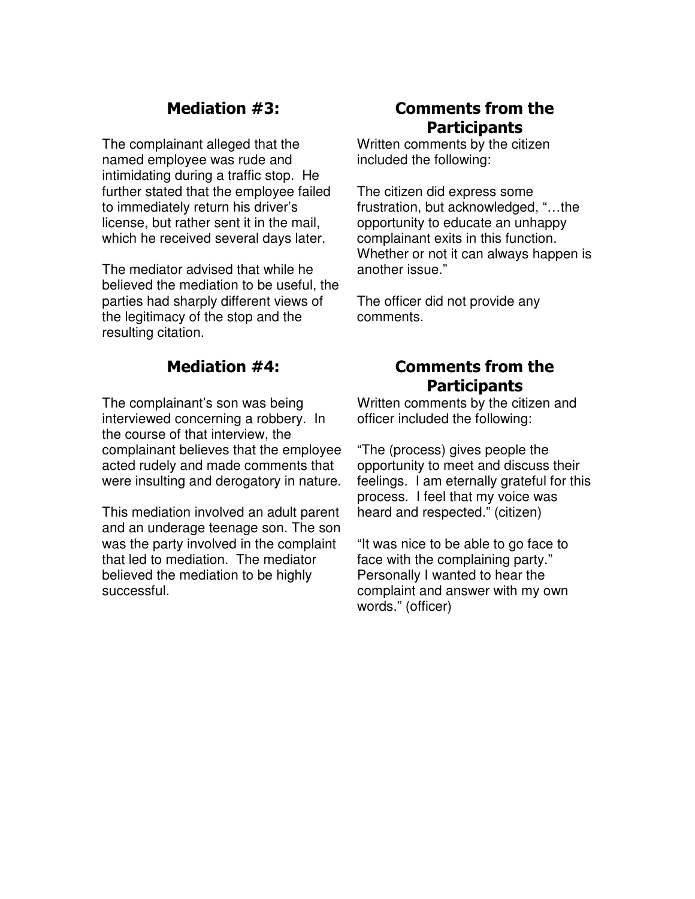## Mediation #3:

The complainant alleged that the named employee was rude and intimidating during a traffic stop. He further stated that the employee failed to immediately return his driver's license, but rather sent it in the mail, which he received several days later.

The mediator advised that while he believed the mediation to be useful, the parties had sharply different views of the legitimacy of the stop and the resulting citation.

## Comments from the Participants

Written comments by the citizen included the following:

The citizen did express some frustration, but acknowledged, "…the opportunity to educate an unhappy complainant exits in this function. Whether or not it can always happen is another issue."

The officer did not provide any comments.

## Mediation #4:

The complainant's son was being interviewed concerning a robbery. In the course of that interview, the complainant believes that the employee acted rudely and made comments that were insulting and derogatory in nature.

This mediation involved an adult parent and an underage teenage son. The son was the party involved in the complaint that led to mediation. The mediator believed the mediation to be highly successful.

## Comments from the Participants

Written comments by the citizen and officer included the following:

"The (process) gives people the opportunity to meet and discuss their feelings. I am eternally grateful for this process. I feel that my voice was heard and respected." (citizen)

"It was nice to be able to go face to face with the complaining party." Personally I wanted to hear the complaint and answer with my own words." (officer)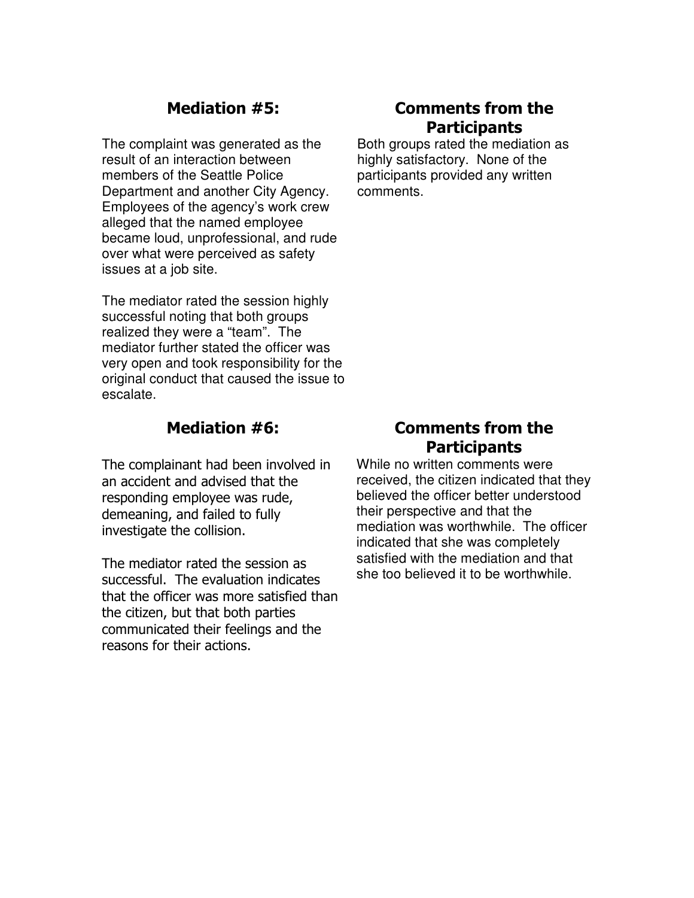## Mediation #5:

The complaint was generated as the result of an interaction between members of the Seattle Police Department and another City Agency. Employees of the agency's work crew alleged that the named employee became loud, unprofessional, and rude over what were perceived as safety issues at a job site.

The mediator rated the session highly successful noting that both groups realized they were a "team". The mediator further stated the officer was very open and took responsibility for the original conduct that caused the issue to escalate.

## Comments from the Participants

Both groups rated the mediation as highly satisfactory. None of the participants provided any written comments.

## Mediation #6:

The complainant had been involved in an accident and advised that the responding employee was rude, demeaning, and failed to fully investigate the collision.

The mediator rated the session as successful. The evaluation indicates that the officer was more satisfied than the citizen, but that both parties communicated their feelings and the reasons for their actions.

## Comments from the Participants

While no written comments were received, the citizen indicated that they believed the officer better understood their perspective and that the mediation was worthwhile. The officer indicated that she was completely satisfied with the mediation and that she too believed it to be worthwhile.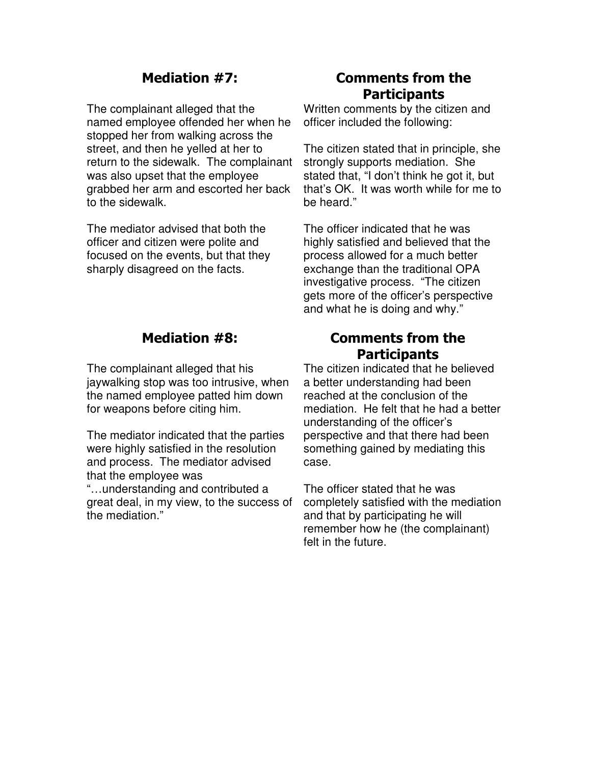## Mediation #7:

The complainant alleged that the named employee offended her when he stopped her from walking across the street, and then he yelled at her to return to the sidewalk. The complainant was also upset that the employee grabbed her arm and escorted her back to the sidewalk.

The mediator advised that both the officer and citizen were polite and focused on the events, but that they sharply disagreed on the facts.

## Comments from the Participants

Written comments by the citizen and officer included the following:

The citizen stated that in principle, she strongly supports mediation. She stated that, "I don't think he got it, but that's OK. It was worth while for me to be heard."

The officer indicated that he was highly satisfied and believed that the process allowed for a much better exchange than the traditional OPA investigative process. "The citizen gets more of the officer's perspective and what he is doing and why."

## Mediation #8:

The complainant alleged that his jaywalking stop was too intrusive, when the named employee patted him down for weapons before citing him.

The mediator indicated that the parties were highly satisfied in the resolution and process. The mediator advised that the employee was "…understanding and contributed a great deal, in my view, to the success of the mediation."

## Comments from the Participants

The citizen indicated that he believed a better understanding had been reached at the conclusion of the mediation. He felt that he had a better understanding of the officer's perspective and that there had been something gained by mediating this case.

The officer stated that he was completely satisfied with the mediation and that by participating he will remember how he (the complainant) felt in the future.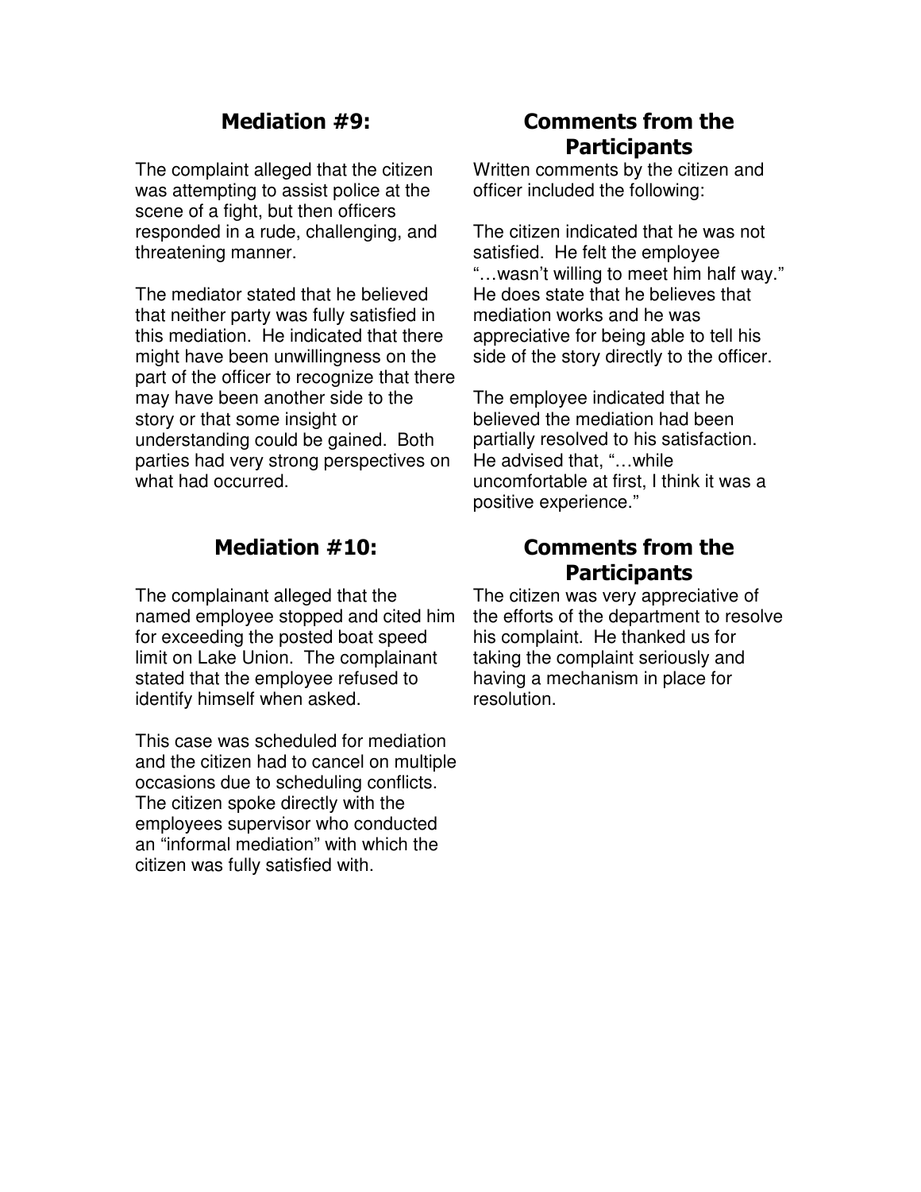## Mediation #9:

The complaint alleged that the citizen was attempting to assist police at the scene of a fight, but then officers responded in a rude, challenging, and threatening manner.

The mediator stated that he believed that neither party was fully satisfied in this mediation. He indicated that there might have been unwillingness on the part of the officer to recognize that there may have been another side to the story or that some insight or understanding could be gained. Both parties had very strong perspectives on what had occurred.

## Comments from the Participants

Written comments by the citizen and officer included the following:

The citizen indicated that he was not satisfied. He felt the employee "…wasn't willing to meet him half way." He does state that he believes that mediation works and he was appreciative for being able to tell his side of the story directly to the officer.

The employee indicated that he believed the mediation had been partially resolved to his satisfaction. He advised that, "…while uncomfortable at first, I think it was a positive experience."

## Mediation #10:

The complainant alleged that the named employee stopped and cited him for exceeding the posted boat speed limit on Lake Union. The complainant stated that the employee refused to identify himself when asked.

This case was scheduled for mediation and the citizen had to cancel on multiple occasions due to scheduling conflicts. The citizen spoke directly with the employees supervisor who conducted an "informal mediation" with which the citizen was fully satisfied with.

## Comments from the Participants

The citizen was very appreciative of the efforts of the department to resolve his complaint. He thanked us for taking the complaint seriously and having a mechanism in place for resolution.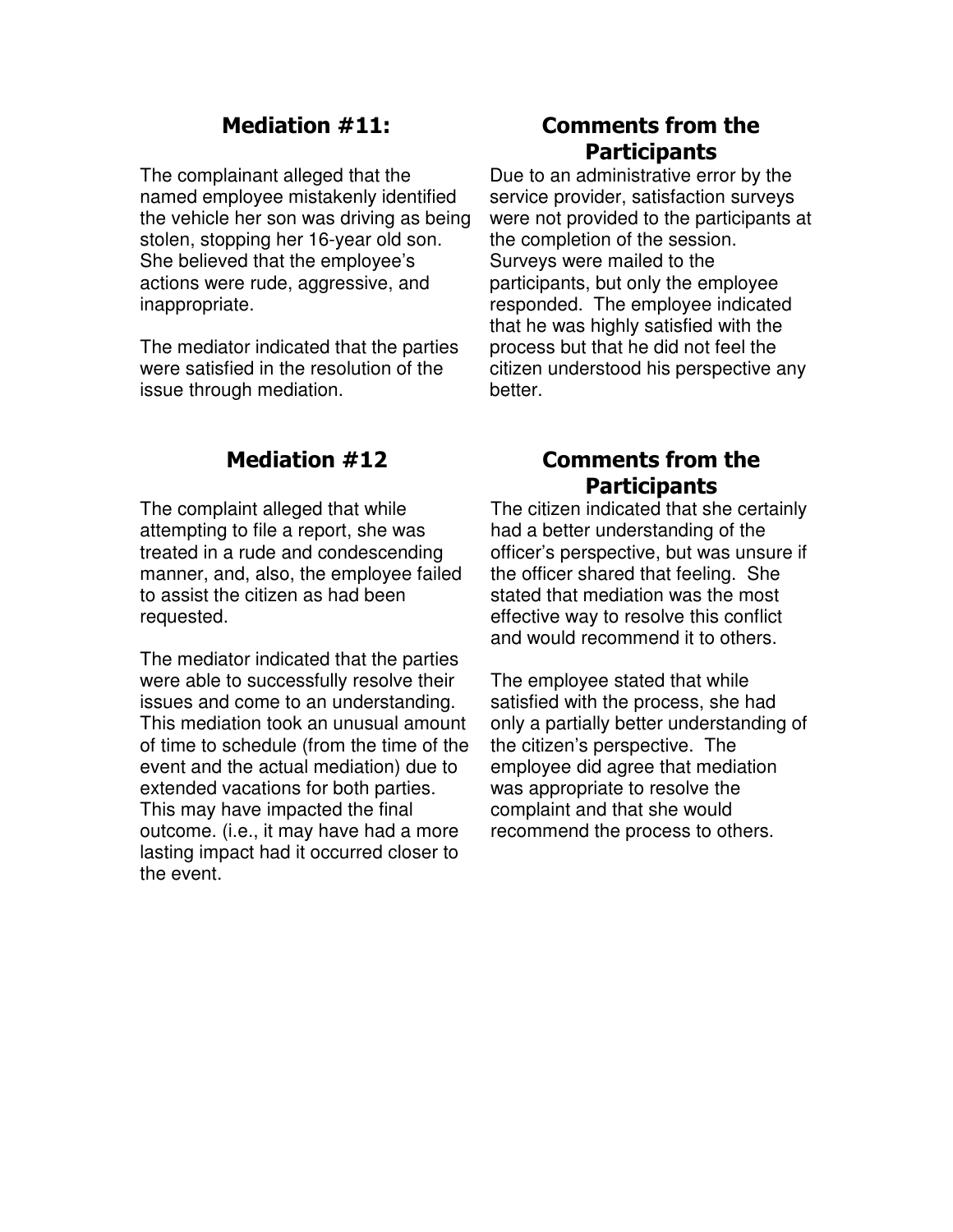## Mediation #11:

The complainant alleged that the named employee mistakenly identified the vehicle her son was driving as being stolen, stopping her 16-year old son. She believed that the employee's actions were rude, aggressive, and inappropriate.

The mediator indicated that the parties were satisfied in the resolution of the issue through mediation.

## Comments from the Participants

Due to an administrative error by the service provider, satisfaction surveys were not provided to the participants at the completion of the session. Surveys were mailed to the participants, but only the employee responded. The employee indicated that he was highly satisfied with the process but that he did not feel the citizen understood his perspective any better.

## Mediation #12

The complaint alleged that while attempting to file a report, she was treated in a rude and condescending manner, and, also, the employee failed to assist the citizen as had been requested.

The mediator indicated that the parties were able to successfully resolve their issues and come to an understanding. This mediation took an unusual amount of time to schedule (from the time of the event and the actual mediation) due to extended vacations for both parties. This may have impacted the final outcome. (i.e., it may have had a more lasting impact had it occurred closer to the event.

## Comments from the Participants

The citizen indicated that she certainly had a better understanding of the officer's perspective, but was unsure if the officer shared that feeling. She stated that mediation was the most effective way to resolve this conflict and would recommend it to others.

The employee stated that while satisfied with the process, she had only a partially better understanding of the citizen's perspective. The employee did agree that mediation was appropriate to resolve the complaint and that she would recommend the process to others.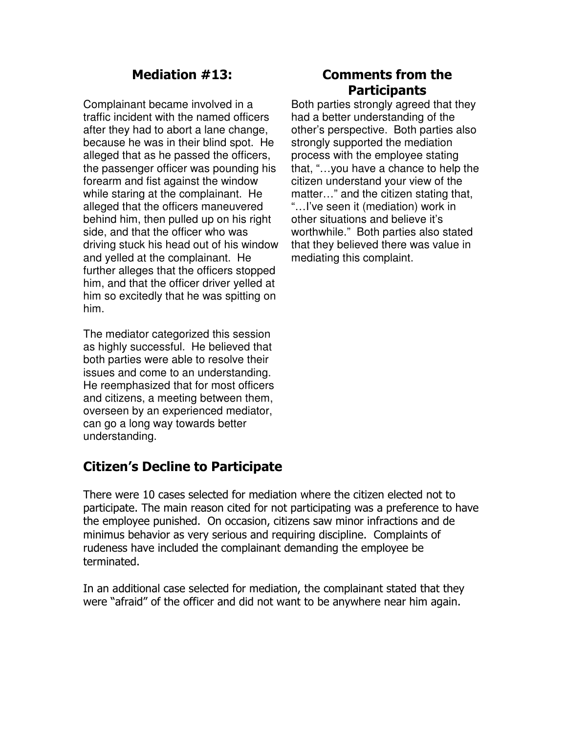## Mediation #13:

Complainant became involved in a traffic incident with the named officers after they had to abort a lane change, because he was in their blind spot. He alleged that as he passed the officers, the passenger officer was pounding his forearm and fist against the window while staring at the complainant. He alleged that the officers maneuvered behind him, then pulled up on his right side, and that the officer who was driving stuck his head out of his window and yelled at the complainant. He further alleges that the officers stopped him, and that the officer driver yelled at him so excitedly that he was spitting on him.

The mediator categorized this session as highly successful. He believed that both parties were able to resolve their issues and come to an understanding. He reemphasized that for most officers and citizens, a meeting between them, overseen by an experienced mediator, can go a long way towards better understanding.

## Comments from the Participants

Both parties strongly agreed that they had a better understanding of the other's perspective. Both parties also strongly supported the mediation process with the employee stating that, "…you have a chance to help the citizen understand your view of the matter…" and the citizen stating that, "…I've seen it (mediation) work in other situations and believe it's worthwhile." Both parties also stated that they believed there was value in mediating this complaint.

## Citizen's Decline to Participate

There were 10 cases selected for mediation where the citizen elected not to participate. The main reason cited for not participating was a preference to have the employee punished. On occasion, citizens saw minor infractions and de minimus behavior as very serious and requiring discipline. Complaints of rudeness have included the complainant demanding the employee be terminated.

In an additional case selected for mediation, the complainant stated that they were "afraid" of the officer and did not want to be anywhere near him again.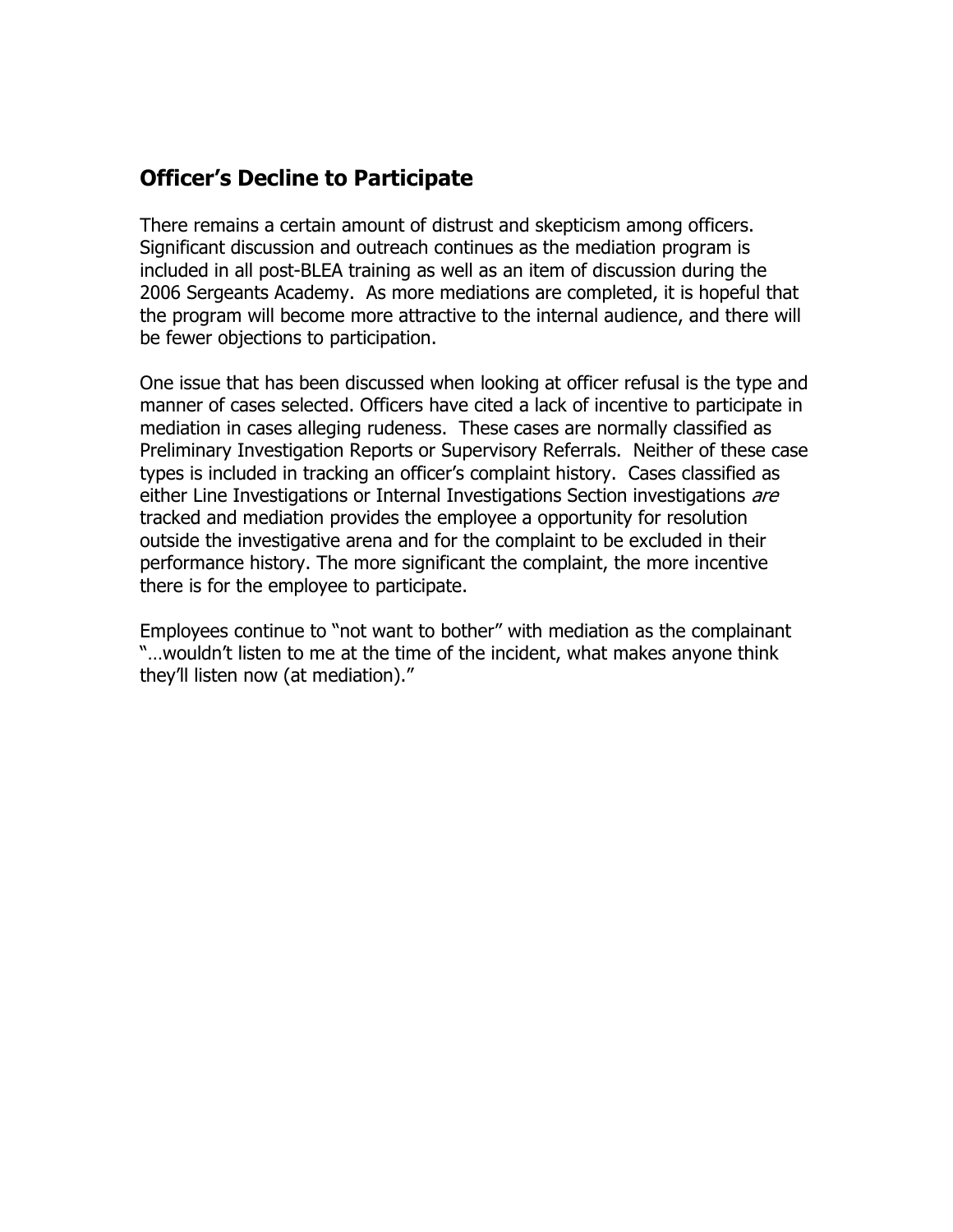## Officer's Decline to Participate

There remains a certain amount of distrust and skepticism among officers. Significant discussion and outreach continues as the mediation program is included in all post-BLEA training as well as an item of discussion during the 2006 Sergeants Academy. As more mediations are completed, it is hopeful that the program will become more attractive to the internal audience, and there will be fewer objections to participation.

One issue that has been discussed when looking at officer refusal is the type and manner of cases selected. Officers have cited a lack of incentive to participate in mediation in cases alleging rudeness. These cases are normally classified as Preliminary Investigation Reports or Supervisory Referrals. Neither of these case types is included in tracking an officer's complaint history. Cases classified as either Line Investigations or Internal Investigations Section investigations *are* tracked and mediation provides the employee a opportunity for resolution outside the investigative arena and for the complaint to be excluded in their performance history. The more significant the complaint, the more incentive there is for the employee to participate.

Employees continue to "not want to bother" with mediation as the complainant "…wouldn't listen to me at the time of the incident, what makes anyone think they'll listen now (at mediation)."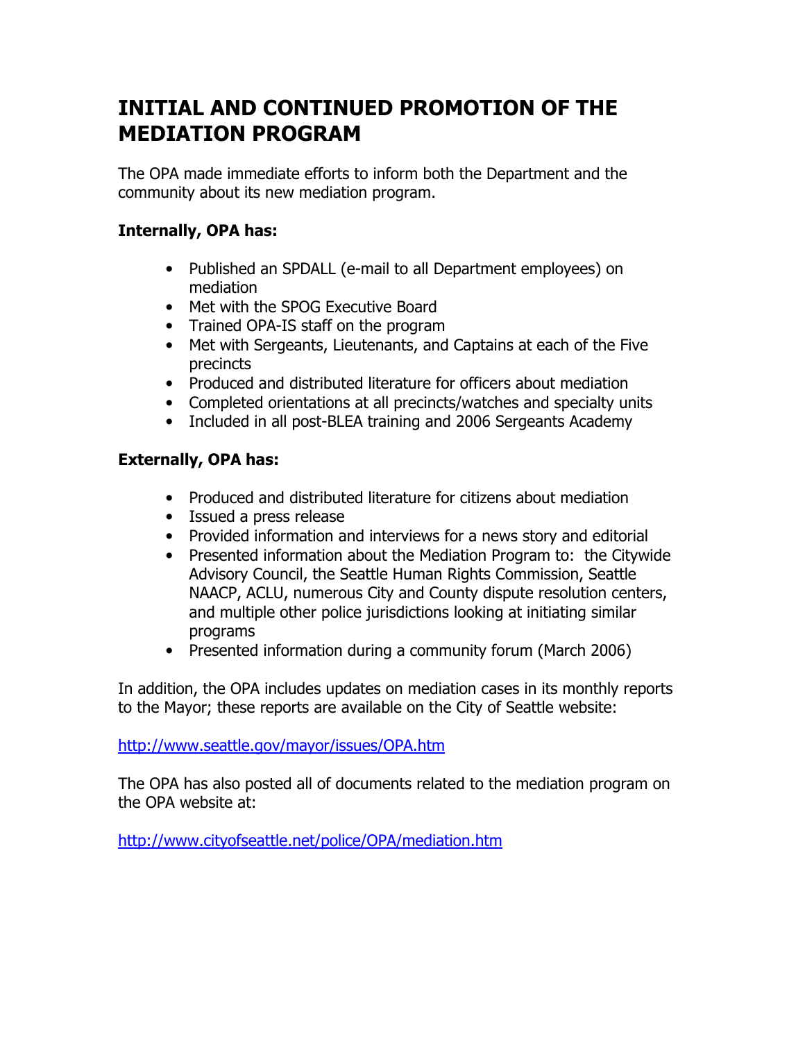# INITIAL AND CONTINUED PROMOTION OF THE MEDIATION PROGRAM

The OPA made immediate efforts to inform both the Department and the community about its new mediation program.

**Internally, OPA has:**

- Published an SPDALL (e-mail to all Department employees) on mediation
- Met with the SPOG Executive Board
- Trained OPA-IS staff on the program
- Met with Sergeants, Lieutenants, and Captains at each of the Five precincts
- Produced and distributed literature for officers about mediation
- Completed orientations at all precincts/watches and specialty units
- Included in all post-BLEA training and 2006 Sergeants Academy

**Externally, OPA has:**

- Produced and distributed literature for citizens about mediation
- Issued a press release
- Provided information and interviews for a news story and editorial
- Presented information about the Mediation Program to: the Citywide Advisory Council, the Seattle Human Rights Commission, Seattle NAACP, ACLU, numerous City and County dispute resolution centers, and multiple other police jurisdictions looking at initiating similar programs
- Presented information during a community forum (March 2006)

In addition, the OPA includes updates on mediation cases in its monthly reports to the Mayor; these reports are available on the City of Seattle website:

http://www.seattle.gov/mayor/issues/OPA.htm

The OPA has also posted all of documents related to the mediation program on the OPA website at:

http://www.cityofseattle.net/police/OPA/mediation.htm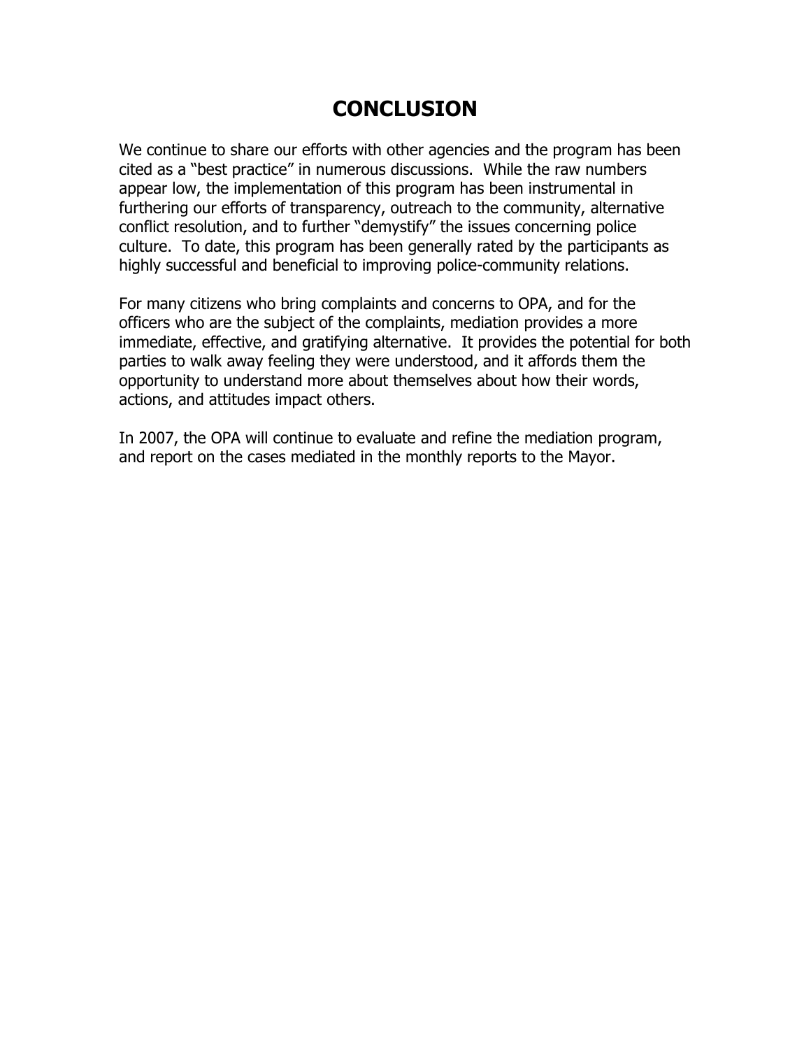# CONCLUSION

We continue to share our efforts with other agencies and the program has been cited as a "best practice" in numerous discussions. While the raw numbers appear low, the implementation of this program has been instrumental in furthering our efforts of transparency, outreach to the community, alternative conflict resolution, and to further "demystify" the issues concerning police culture. To date, this program has been generally rated by the participants as highly successful and beneficial to improving police-community relations.

For many citizens who bring complaints and concerns to OPA, and for the officers who are the subject of the complaints, mediation provides a more immediate, effective, and gratifying alternative. It provides the potential for both parties to walk away feeling they were understood, and it affords them the opportunity to understand more about themselves about how their words, actions, and attitudes impact others.

In 2007, the OPA will continue to evaluate and refine the mediation program, and report on the cases mediated in the monthly reports to the Mayor.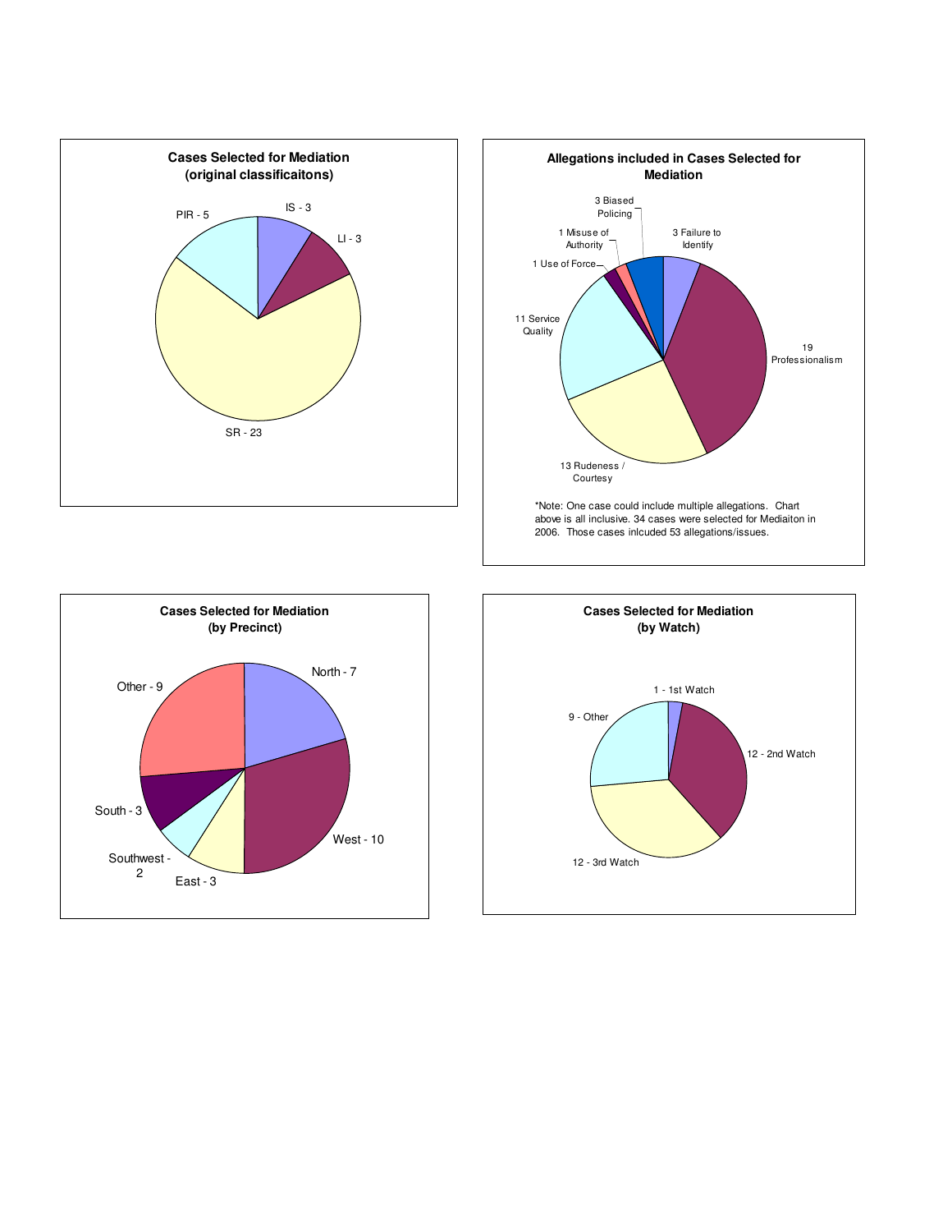**Cases Selected for Mediation (original classificaitons)**

PIR - 5

IS - 3

LI - 3

SR - 23

**Allegations included in Cases Selected for Mediation**

3 Biased Policing

1 Misuse of Authority

3 Failure to Identify

1 Use of Force

11 Service Quality

19 Professionalism

13 Rudeness / Courtesy

*Note: One case could include multiple allegations. Chart above is all inclusive. 34 cases were selected for Mediaiton in 2006. Those cases inlcuded 53 allegations/issues.

**Cases Selected for Mediation (by Precinct)**

Other - 9

North - 7

South - 3

West - 10

Southwest - 2

East - 3

**Cases Selected for Mediation (by Watch)**

1 - 1st Watch

9 - Other

12 - 2nd Watch

12 - 3rd Watch